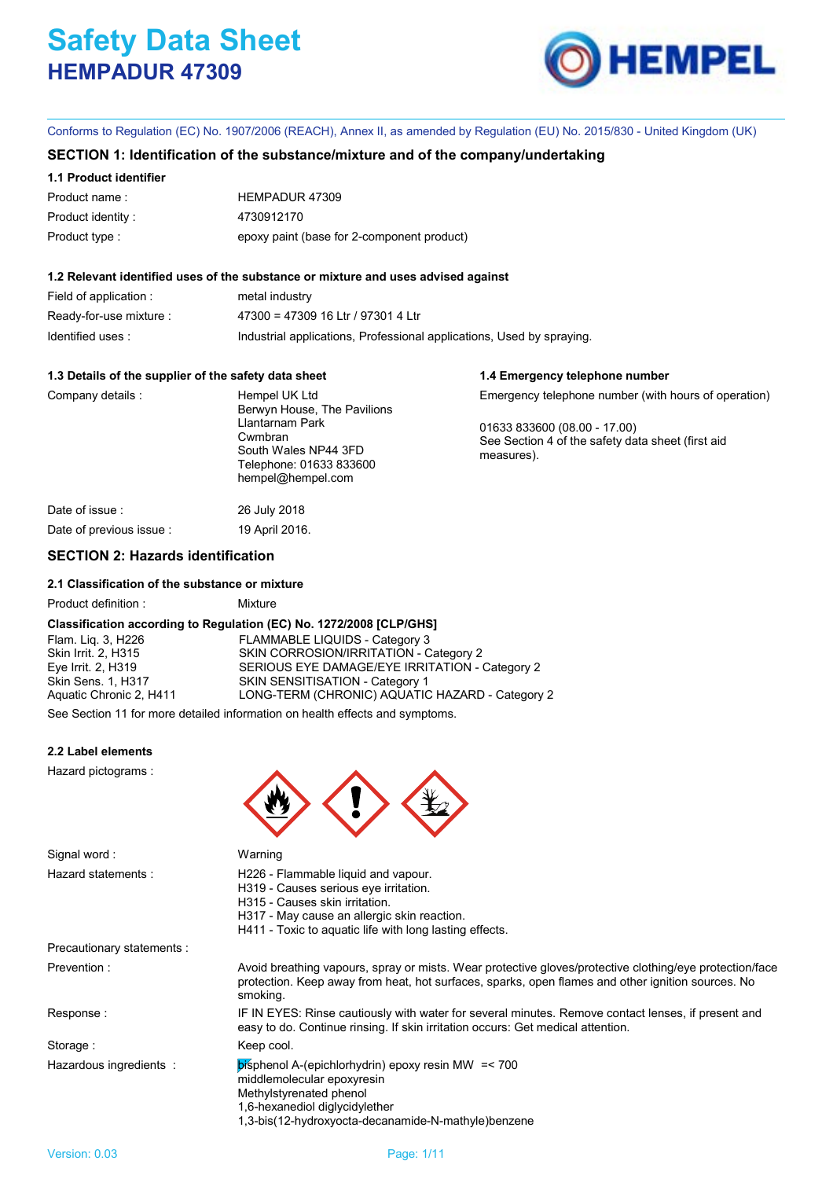# Safety Data Sheet
## HEMPADUR 47309

Conforms to Regulation (EC) No. 1907/2006 (REACH), Annex II, as amended by Regulation (EU) No. 2015/830 - United Kingdom (UK)

## SECTION 1: Identification of the substance/mixture and of the company/undertaking

### 1.1 Product identifier

| | |
|---|---|
| Product name : | HEMPADUR 47309 |
| Product identity : | 4730912170 |
| Product type : | epoxy paint (base for 2-component product) |

### 1.2 Relevant identified uses of the substance or mixture and uses advised against

| | |
|---|---|
| Field of application : | metal industry |
| Ready-for-use mixture : | 47300 = 47309 16 Ltr / 97301 4 Ltr |
| Identified uses : | Industrial applications, Professional applications, Used by spraying. |

### 1.3 Details of the supplier of the safety data sheet

Company details :

Hempel UK Ltd
Berwyn House, The Pavilions
Llantarnam Park
Cwmbran
South Wales NP44 3FD
Telephone: 01633 833600
hempel@hempel.com

### 1.4 Emergency telephone number

Emergency telephone number (with hours of operation)

01633 833600 (08.00 - 17.00)
See Section 4 of the safety data sheet (first aid measures).

| | |
|---|---|
| Date of issue : | 26 July 2018 |
| Date of previous issue : | 19 April 2016. |

## SECTION 2: Hazards identification

### 2.1 Classification of the substance or mixture

Product definition : Mixture

**Classification according to Regulation (EC) No. 1272/2008 [CLP/GHS]**

| | |
|---|---|
| Flam. Liq. 3, H226 | FLAMMABLE LIQUIDS - Category 3 |
| Skin Irrit. 2, H315 | SKIN CORROSION/IRRITATION - Category 2 |
| Eye Irrit. 2, H319 | SERIOUS EYE DAMAGE/EYE IRRITATION - Category 2 |
| Skin Sens. 1, H317 | SKIN SENSITISATION - Category 1 |
| Aquatic Chronic 2, H411 | LONG-TERM (CHRONIC) AQUATIC HAZARD - Category 2 |

See Section 11 for more detailed information on health effects and symptoms.

### 2.2 Label elements

Hazard pictograms :

Signal word : Warning

Hazard statements :

H226 - Flammable liquid and vapour.
H319 - Causes serious eye irritation.
H315 - Causes skin irritation.
H317 - May cause an allergic skin reaction.
H411 - Toxic to aquatic life with long lasting effects.

Precautionary statements :

| | |
|---|---|
| Prevention : | Avoid breathing vapours, spray or mists. Wear protective gloves/protective clothing/eye protection/face protection. Keep away from heat, hot surfaces, sparks, open flames and other ignition sources. No smoking. |
| Response : | IF IN EYES: Rinse cautiously with water for several minutes. Remove contact lenses, if present and easy to do. Continue rinsing. If skin irritation occurs: Get medical attention. |
| Storage : | Keep cool. |
| Hazardous ingredients : | bisphenol A-(epichlorhydrin) epoxy resin MW =< 700<br>middlemolecular epoxyresin<br>Methylstyrenated phenol<br>1,6-hexanediol diglycidylether<br>1,3-bis(12-hydroxyocta-decanamide-N-mathyle)benzene |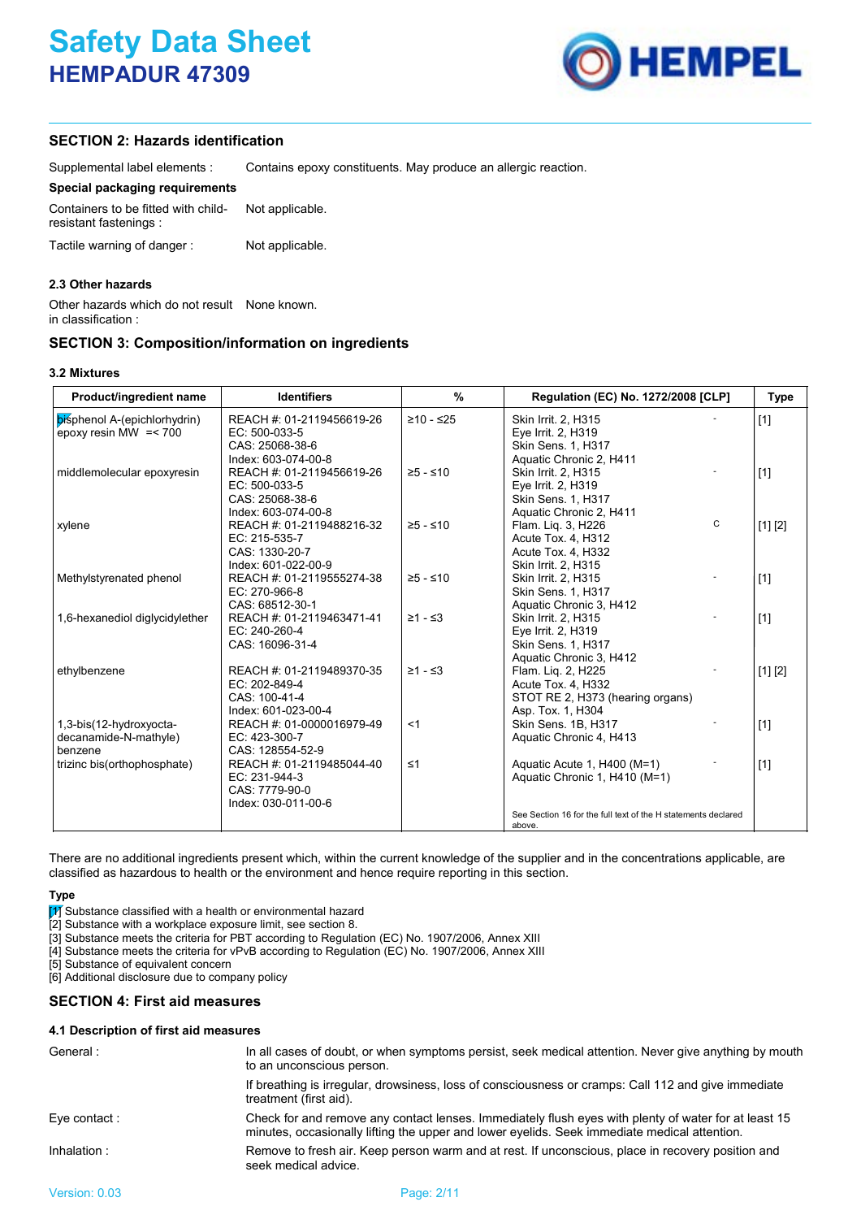## SECTION 2: Hazards identification

Supplemental label elements : Contains epoxy constituents. May produce an allergic reaction.

**Special packaging requirements**

Containers to be fitted with child-resistant fastenings : Not applicable.

Tactile warning of danger : Not applicable.

### 2.3 Other hazards

Other hazards which do not result in classification : None known.

## SECTION 3: Composition/information on ingredients

### 3.2 Mixtures

| Product/ingredient name | Identifiers | % | Regulation (EC) No. 1272/2008 [CLP] | | Type |
|---|---|---|---|---|---|
| bisphenol A-(epichlorhydrin) epoxy resin MW =< 700 | REACH #: 01-2119456619-26<br>EC: 500-033-5<br>CAS: 25068-38-6<br>Index: 603-074-00-8 | ≥10 - ≤25 | Skin Irrit. 2, H315<br>Eye Irrit. 2, H319<br>Skin Sens. 1, H317<br>Aquatic Chronic 2, H411 | - | [1] |
| middlemolecular epoxyresin | REACH #: 01-2119456619-26<br>EC: 500-033-5<br>CAS: 25068-38-6<br>Index: 603-074-00-8 | ≥5 - ≤10 | Skin Irrit. 2, H315<br>Eye Irrit. 2, H319<br>Skin Sens. 1, H317<br>Aquatic Chronic 2, H411 | - | [1] |
| xylene | REACH #: 01-2119488216-32<br>EC: 215-535-7<br>CAS: 1330-20-7<br>Index: 601-022-00-9 | ≥5 - ≤10 | Flam. Liq. 3, H226<br>Acute Tox. 4, H312<br>Acute Tox. 4, H332<br>Skin Irrit. 2, H315 | C | [1] [2] |
| Methylstyrenated phenol | REACH #: 01-2119555274-38<br>EC: 270-966-8<br>CAS: 68512-30-1 | ≥5 - ≤10 | Skin Irrit. 2, H315<br>Skin Sens. 1, H317<br>Aquatic Chronic 3, H412 | - | [1] |
| 1,6-hexanediol diglycidylether | REACH #: 01-2119463471-41<br>EC: 240-260-4<br>CAS: 16096-31-4 | ≥1 - ≤3 | Skin Irrit. 2, H315<br>Eye Irrit. 2, H319<br>Skin Sens. 1, H317<br>Aquatic Chronic 3, H412 | - | [1] |
| ethylbenzene | REACH #: 01-2119489370-35<br>EC: 202-849-4<br>CAS: 100-41-4<br>Index: 601-023-00-4 | ≥1 - ≤3 | Flam. Liq. 2, H225<br>Acute Tox. 4, H332<br>STOT RE 2, H373 (hearing organs)<br>Asp. Tox. 1, H304 | - | [1] [2] |
| 1,3-bis(12-hydroxyocta-decanamide-N-mathyle) benzene | REACH #: 01-0000016979-49<br>EC: 423-300-7<br>CAS: 128554-52-9 | <1 | Skin Sens. 1B, H317<br>Aquatic Chronic 4, H413 | - | [1] |
| trizinc bis(orthophosphate) | REACH #: 01-2119485044-40<br>EC: 231-944-3<br>CAS: 7779-90-0<br>Index: 030-011-00-6 | ≤1 | Aquatic Acute 1, H400 (M=1)<br>Aquatic Chronic 1, H410 (M=1) | - | [1] |
| | | | See Section 16 for the full text of the H statements declared above. | | |

There are no additional ingredients present which, within the current knowledge of the supplier and in the concentrations applicable, are classified as hazardous to health or the environment and hence require reporting in this section.

**Type**

[1] Substance classified with a health or environmental hazard
[2] Substance with a workplace exposure limit, see section 8.
[3] Substance meets the criteria for PBT according to Regulation (EC) No. 1907/2006, Annex XIII
[4] Substance meets the criteria for vPvB according to Regulation (EC) No. 1907/2006, Annex XIII
[5] Substance of equivalent concern
[6] Additional disclosure due to company policy

## SECTION 4: First aid measures

### 4.1 Description of first aid measures

General : In all cases of doubt, or when symptoms persist, seek medical attention. Never give anything by mouth to an unconscious person.

If breathing is irregular, drowsiness, loss of consciousness or cramps: Call 112 and give immediate treatment (first aid).

Eye contact : Check for and remove any contact lenses. Immediately flush eyes with plenty of water for at least 15 minutes, occasionally lifting the upper and lower eyelids. Seek immediate medical attention.

Inhalation : Remove to fresh air. Keep person warm and at rest. If unconscious, place in recovery position and seek medical advice.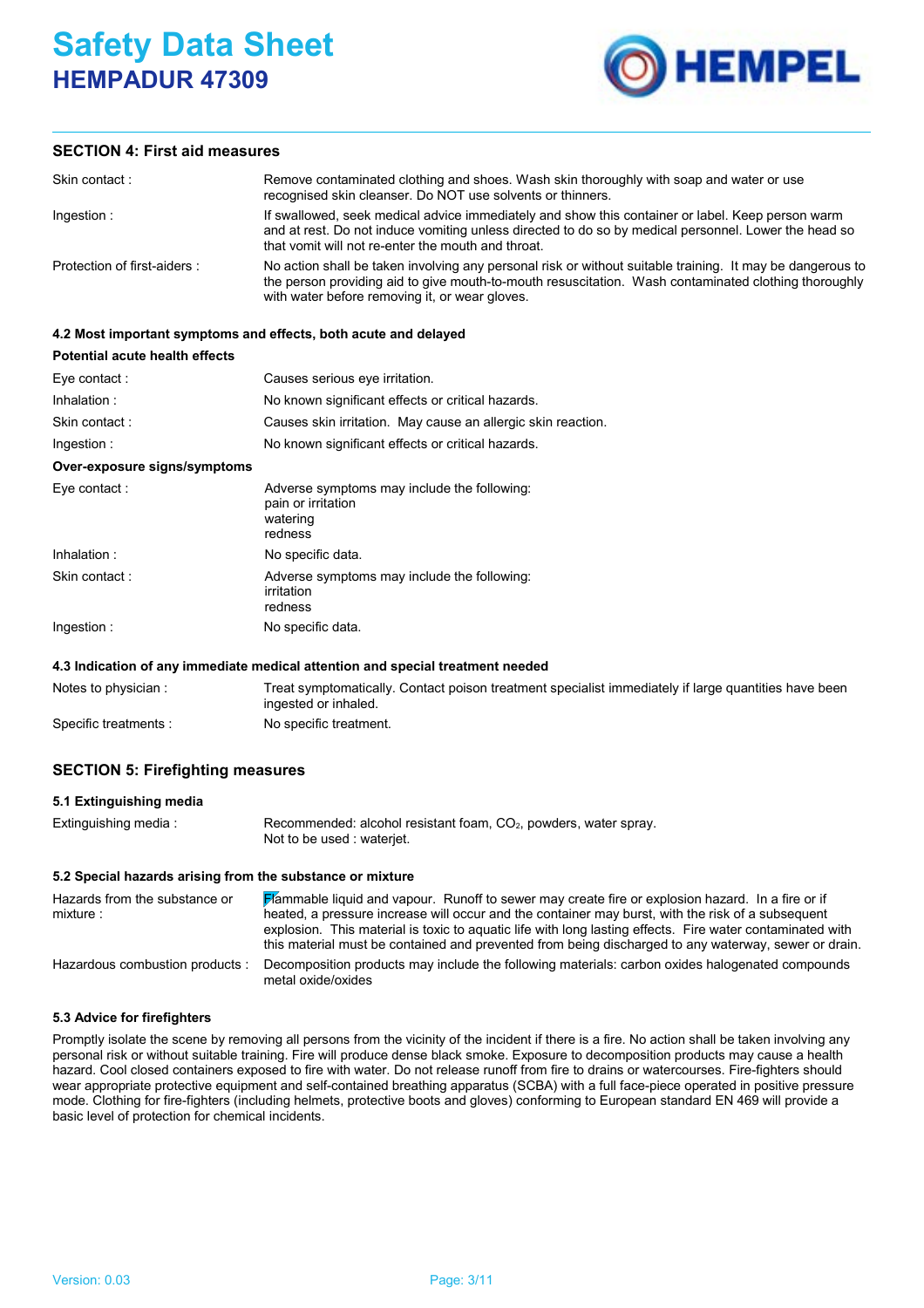## SECTION 4: First aid measures

| | |
|---|---|
| Skin contact : | Remove contaminated clothing and shoes. Wash skin thoroughly with soap and water or use recognised skin cleanser. Do NOT use solvents or thinners. |
| Ingestion : | If swallowed, seek medical advice immediately and show this container or label. Keep person warm and at rest. Do not induce vomiting unless directed to do so by medical personnel. Lower the head so that vomit will not re-enter the mouth and throat. |
| Protection of first-aiders : | No action shall be taken involving any personal risk or without suitable training. It may be dangerous to the person providing aid to give mouth-to-mouth resuscitation. Wash contaminated clothing thoroughly with water before removing it, or wear gloves. |

### 4.2 Most important symptoms and effects, both acute and delayed

**Potential acute health effects**

| | |
|---|---|
| Eye contact : | Causes serious eye irritation. |
| Inhalation : | No known significant effects or critical hazards. |
| Skin contact : | Causes skin irritation. May cause an allergic skin reaction. |
| Ingestion : | No known significant effects or critical hazards. |

**Over-exposure signs/symptoms**

| | |
|---|---|
| Eye contact : | Adverse symptoms may include the following:<br>pain or irritation<br>watering<br>redness |
| Inhalation : | No specific data. |
| Skin contact : | Adverse symptoms may include the following:<br>irritation<br>redness |
| Ingestion : | No specific data. |

### 4.3 Indication of any immediate medical attention and special treatment needed

| | |
|---|---|
| Notes to physician : | Treat symptomatically. Contact poison treatment specialist immediately if large quantities have been ingested or inhaled. |
| Specific treatments : | No specific treatment. |

## SECTION 5: Firefighting measures

### 5.1 Extinguishing media

| | |
|---|---|
| Extinguishing media : | Recommended: alcohol resistant foam, $CO_2$, powders, water spray.<br>Not to be used : waterjet. |

### 5.2 Special hazards arising from the substance or mixture

| | |
|---|---|
| Hazards from the substance or mixture : | Flammable liquid and vapour. Runoff to sewer may create fire or explosion hazard. In a fire or if heated, a pressure increase will occur and the container may burst, with the risk of a subsequent explosion. This material is toxic to aquatic life with long lasting effects. Fire water contaminated with this material must be contained and prevented from being discharged to any waterway, sewer or drain. |
| Hazardous combustion products : | Decomposition products may include the following materials: carbon oxides halogenated compounds metal oxide/oxides |

### 5.3 Advice for firefighters

Promptly isolate the scene by removing all persons from the vicinity of the incident if there is a fire. No action shall be taken involving any personal risk or without suitable training. Fire will produce dense black smoke. Exposure to decomposition products may cause a health hazard. Cool closed containers exposed to fire with water. Do not release runoff from fire to drains or watercourses. Fire-fighters should wear appropriate protective equipment and self-contained breathing apparatus (SCBA) with a full face-piece operated in positive pressure mode. Clothing for fire-fighters (including helmets, protective boots and gloves) conforming to European standard EN 469 will provide a basic level of protection for chemical incidents.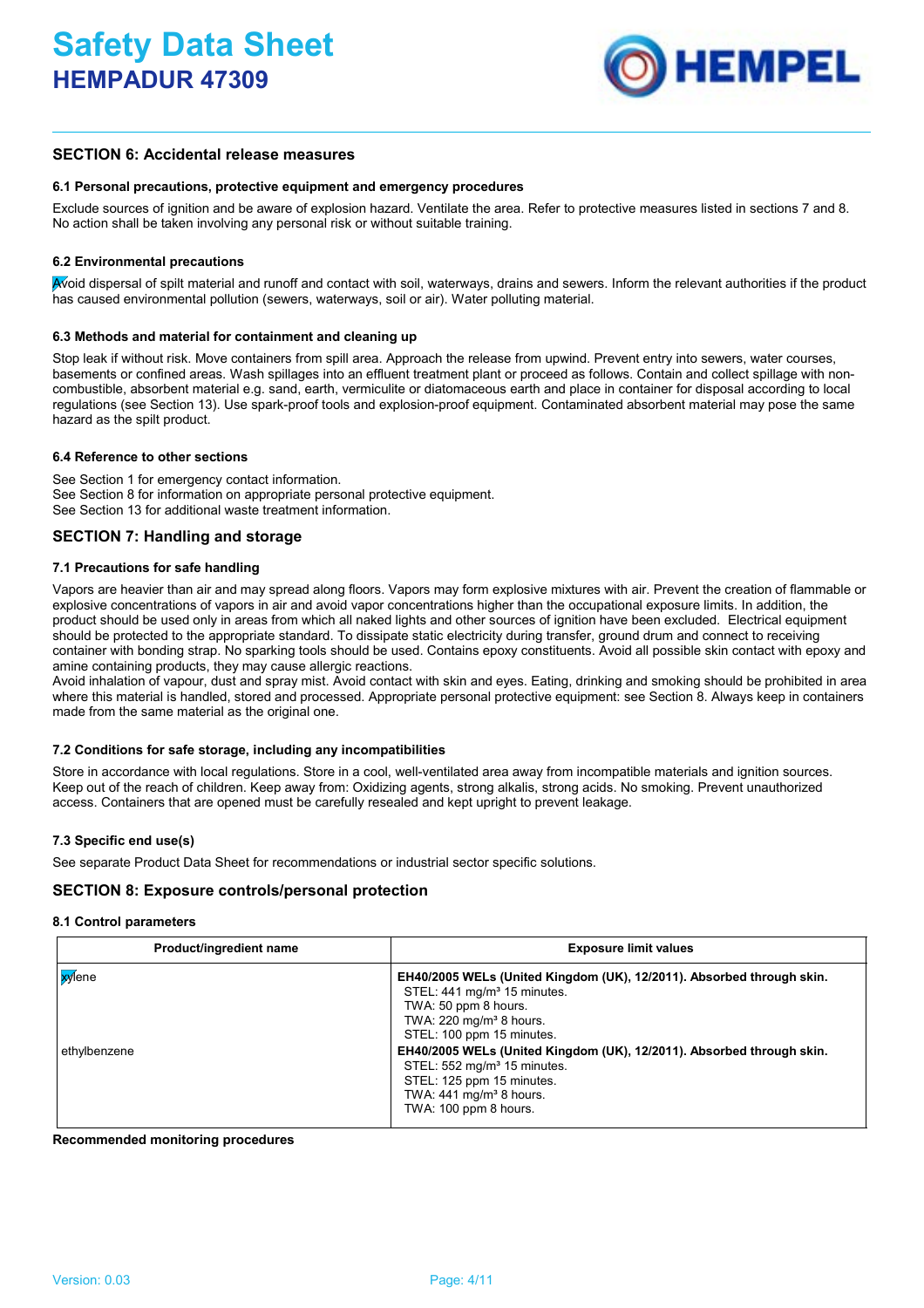## SECTION 6: Accidental release measures

### 6.1 Personal precautions, protective equipment and emergency procedures

Exclude sources of ignition and be aware of explosion hazard. Ventilate the area. Refer to protective measures listed in sections 7 and 8. No action shall be taken involving any personal risk or without suitable training.

### 6.2 Environmental precautions

Avoid dispersal of spilt material and runoff and contact with soil, waterways, drains and sewers. Inform the relevant authorities if the product has caused environmental pollution (sewers, waterways, soil or air). Water polluting material.

### 6.3 Methods and material for containment and cleaning up

Stop leak if without risk. Move containers from spill area. Approach the release from upwind. Prevent entry into sewers, water courses, basements or confined areas. Wash spillages into an effluent treatment plant or proceed as follows. Contain and collect spillage with non-combustible, absorbent material e.g. sand, earth, vermiculite or diatomaceous earth and place in container for disposal according to local regulations (see Section 13). Use spark-proof tools and explosion-proof equipment. Contaminated absorbent material may pose the same hazard as the spilt product.

### 6.4 Reference to other sections

See Section 1 for emergency contact information.
See Section 8 for information on appropriate personal protective equipment.
See Section 13 for additional waste treatment information.

## SECTION 7: Handling and storage

### 7.1 Precautions for safe handling

Vapors are heavier than air and may spread along floors. Vapors may form explosive mixtures with air. Prevent the creation of flammable or explosive concentrations of vapors in air and avoid vapor concentrations higher than the occupational exposure limits. In addition, the product should be used only in areas from which all naked lights and other sources of ignition have been excluded. Electrical equipment should be protected to the appropriate standard. To dissipate static electricity during transfer, ground drum and connect to receiving container with bonding strap. No sparking tools should be used. Contains epoxy constituents. Avoid all possible skin contact with epoxy and amine containing products, they may cause allergic reactions.
Avoid inhalation of vapour, dust and spray mist. Avoid contact with skin and eyes. Eating, drinking and smoking should be prohibited in area where this material is handled, stored and processed. Appropriate personal protective equipment: see Section 8. Always keep in containers made from the same material as the original one.

### 7.2 Conditions for safe storage, including any incompatibilities

Store in accordance with local regulations. Store in a cool, well-ventilated area away from incompatible materials and ignition sources. Keep out of the reach of children. Keep away from: Oxidizing agents, strong alkalis, strong acids. No smoking. Prevent unauthorized access. Containers that are opened must be carefully resealed and kept upright to prevent leakage.

### 7.3 Specific end use(s)

See separate Product Data Sheet for recommendations or industrial sector specific solutions.

## SECTION 8: Exposure controls/personal protection

### 8.1 Control parameters

| Product/ingredient name | Exposure limit values |
|---|---|
| xylene | **EH40/2005 WELs (United Kingdom (UK), 12/2011). Absorbed through skin.**<br>STEL: 441 mg/m³ 15 minutes.<br>TWA: 50 ppm 8 hours.<br>TWA: 220 mg/m³ 8 hours.<br>STEL: 100 ppm 15 minutes. |
| ethylbenzene | **EH40/2005 WELs (United Kingdom (UK), 12/2011). Absorbed through skin.**<br>STEL: 552 mg/m³ 15 minutes.<br>STEL: 125 ppm 15 minutes.<br>TWA: 441 mg/m³ 8 hours.<br>TWA: 100 ppm 8 hours. |

**Recommended monitoring procedures**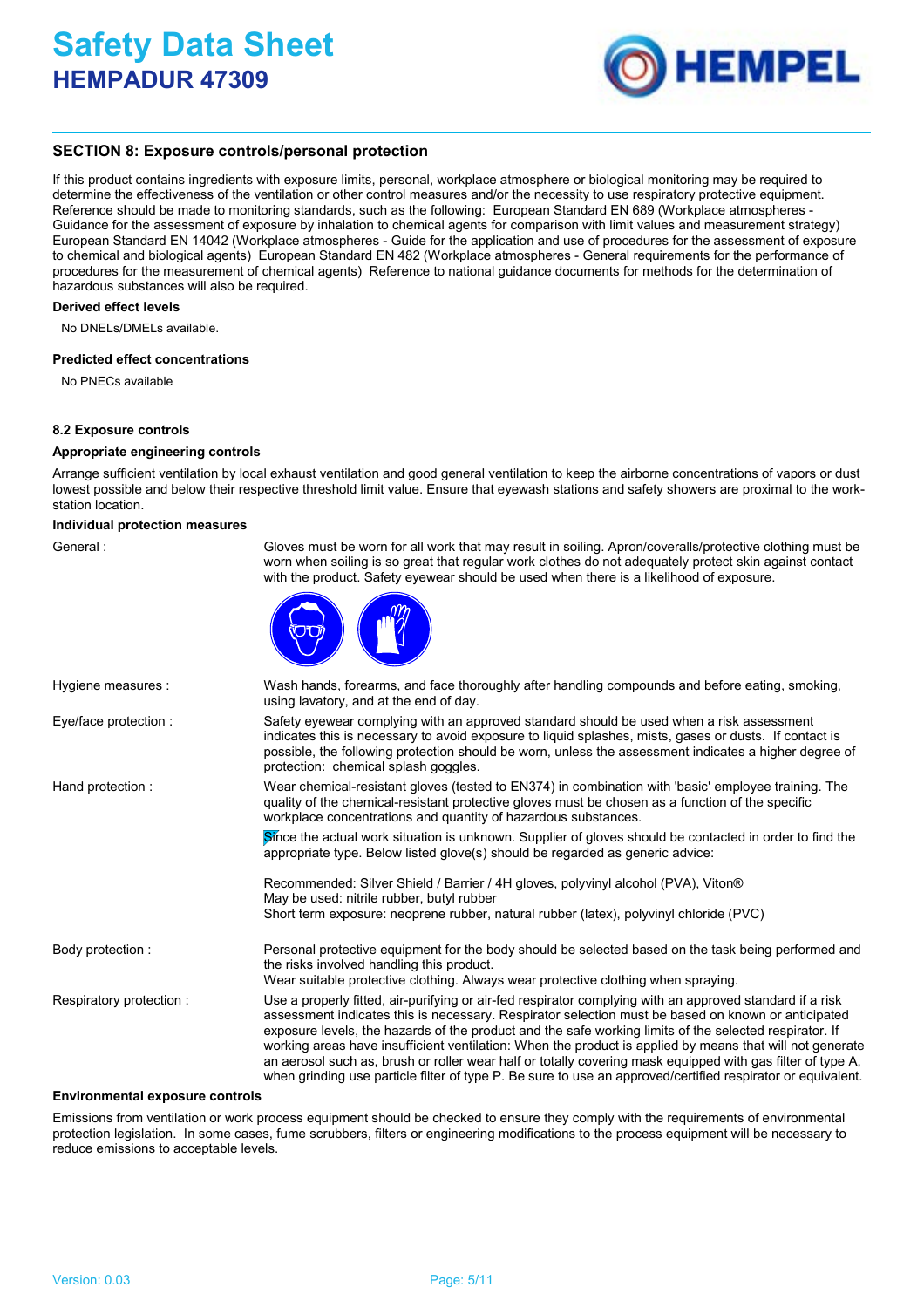## SECTION 8: Exposure controls/personal protection

If this product contains ingredients with exposure limits, personal, workplace atmosphere or biological monitoring may be required to determine the effectiveness of the ventilation or other control measures and/or the necessity to use respiratory protective equipment. Reference should be made to monitoring standards, such as the following: European Standard EN 689 (Workplace atmospheres - Guidance for the assessment of exposure by inhalation to chemical agents for comparison with limit values and measurement strategy) European Standard EN 14042 (Workplace atmospheres - Guide for the application and use of procedures for the assessment of exposure to chemical and biological agents) European Standard EN 482 (Workplace atmospheres - General requirements for the performance of procedures for the measurement of chemical agents) Reference to national guidance documents for methods for the determination of hazardous substances will also be required.

**Derived effect levels**

No DNELs/DMELs available.

**Predicted effect concentrations**

No PNECs available

### 8.2 Exposure controls

**Appropriate engineering controls**

Arrange sufficient ventilation by local exhaust ventilation and good general ventilation to keep the airborne concentrations of vapors or dust lowest possible and below their respective threshold limit value. Ensure that eyewash stations and safety showers are proximal to the work-station location.

**Individual protection measures**

General : Gloves must be worn for all work that may result in soiling. Apron/coveralls/protective clothing must be worn when soiling is so great that regular work clothes do not adequately protect skin against contact with the product. Safety eyewear should be used when there is a likelihood of exposure.

Hygiene measures : Wash hands, forearms, and face thoroughly after handling compounds and before eating, smoking, using lavatory, and at the end of day.

Eye/face protection : Safety eyewear complying with an approved standard should be used when a risk assessment indicates this is necessary to avoid exposure to liquid splashes, mists, gases or dusts. If contact is possible, the following protection should be worn, unless the assessment indicates a higher degree of protection: chemical splash goggles.

Hand protection : Wear chemical-resistant gloves (tested to EN374) in combination with 'basic' employee training. The quality of the chemical-resistant protective gloves must be chosen as a function of the specific workplace concentrations and quantity of hazardous substances.

Since the actual work situation is unknown. Supplier of gloves should be contacted in order to find the appropriate type. Below listed glove(s) should be regarded as generic advice:

Recommended: Silver Shield / Barrier / 4H gloves, polyvinyl alcohol (PVA), Viton®
May be used: nitrile rubber, butyl rubber
Short term exposure: neoprene rubber, natural rubber (latex), polyvinyl chloride (PVC)

Body protection : Personal protective equipment for the body should be selected based on the task being performed and the risks involved handling this product.
Wear suitable protective clothing. Always wear protective clothing when spraying.

Respiratory protection : Use a properly fitted, air-purifying or air-fed respirator complying with an approved standard if a risk assessment indicates this is necessary. Respirator selection must be based on known or anticipated exposure levels, the hazards of the product and the safe working limits of the selected respirator. If working areas have insufficient ventilation: When the product is applied by means that will not generate an aerosol such as, brush or roller wear half or totally covering mask equipped with gas filter of type A, when grinding use particle filter of type P. Be sure to use an approved/certified respirator or equivalent.

**Environmental exposure controls**

Emissions from ventilation or work process equipment should be checked to ensure they comply with the requirements of environmental protection legislation. In some cases, fume scrubbers, filters or engineering modifications to the process equipment will be necessary to reduce emissions to acceptable levels.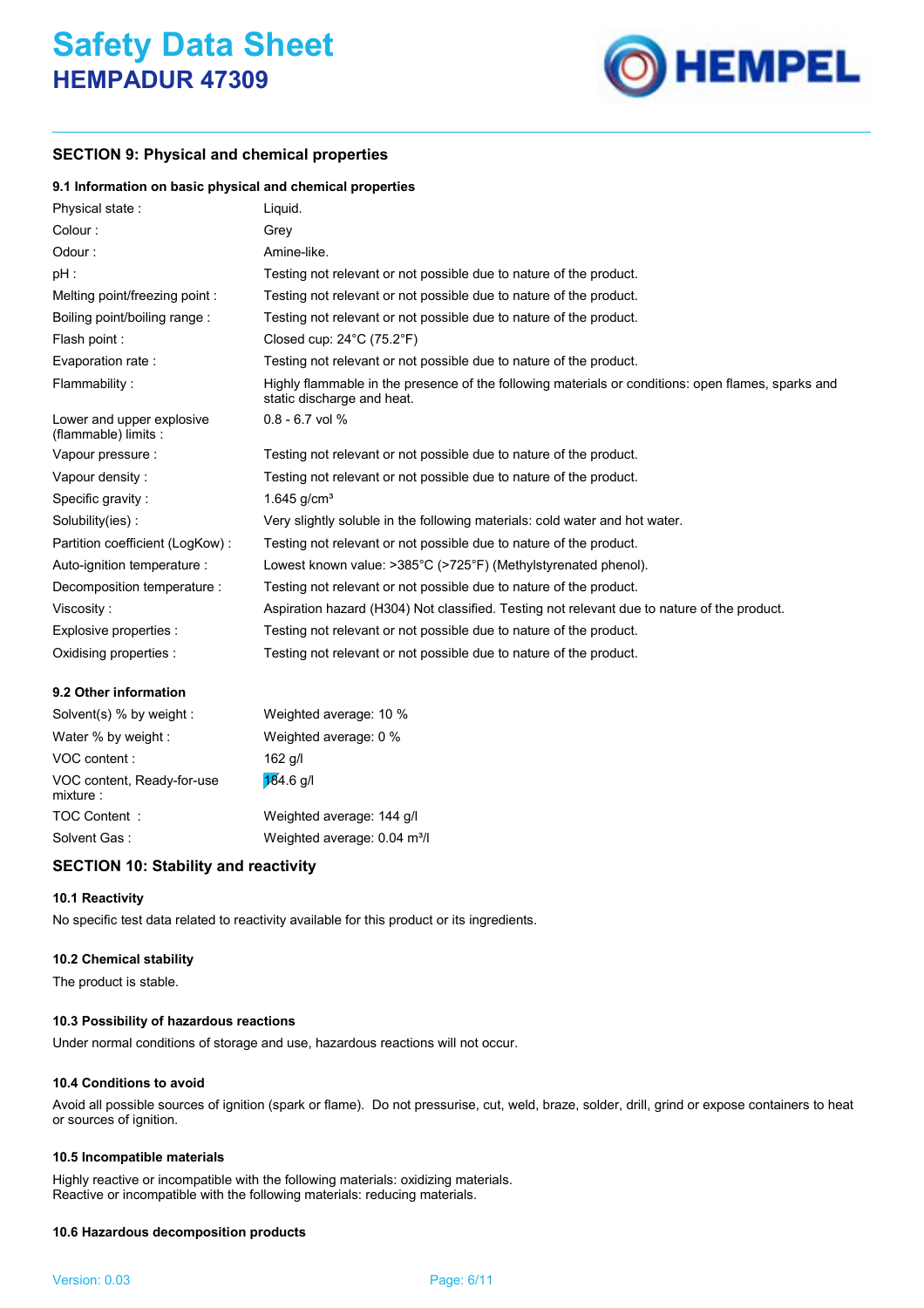# Safety Data Sheet
## HEMPADUR 47309

## SECTION 9: Physical and chemical properties

### 9.1 Information on basic physical and chemical properties

| Property | Value |
|---|---|
| Physical state : | Liquid. |
| Colour : | Grey |
| Odour : | Amine-like. |
| pH : | Testing not relevant or not possible due to nature of the product. |
| Melting point/freezing point : | Testing not relevant or not possible due to nature of the product. |
| Boiling point/boiling range : | Testing not relevant or not possible due to nature of the product. |
| Flash point : | Closed cup: 24°C (75.2°F) |
| Evaporation rate : | Testing not relevant or not possible due to nature of the product. |
| Flammability : | Highly flammable in the presence of the following materials or conditions: open flames, sparks and static discharge and heat. |
| Lower and upper explosive (flammable) limits : | 0.8 - 6.7 vol % |
| Vapour pressure : | Testing not relevant or not possible due to nature of the product. |
| Vapour density : | Testing not relevant or not possible due to nature of the product. |
| Specific gravity : | 1.645 g/cm³ |
| Solubility(ies) : | Very slightly soluble in the following materials: cold water and hot water. |
| Partition coefficient (LogKow) : | Testing not relevant or not possible due to nature of the product. |
| Auto-ignition temperature : | Lowest known value: >385°C (>725°F) (Methylstyrenated phenol). |
| Decomposition temperature : | Testing not relevant or not possible due to nature of the product. |
| Viscosity : | Aspiration hazard (H304) Not classified. Testing not relevant due to nature of the product. |
| Explosive properties : | Testing not relevant or not possible due to nature of the product. |
| Oxidising properties : | Testing not relevant or not possible due to nature of the product. |

### 9.2 Other information

| Property | Value |
|---|---|
| Solvent(s) % by weight : | Weighted average: 10 % |
| Water % by weight : | Weighted average: 0 % |
| VOC content : | 162 g/l |
| VOC content, Ready-for-use mixture : | 184.6 g/l |
| TOC Content : | Weighted average: 144 g/l |
| Solvent Gas : | Weighted average: 0.04 m³/l |

## SECTION 10: Stability and reactivity

### 10.1 Reactivity

No specific test data related to reactivity available for this product or its ingredients.

### 10.2 Chemical stability

The product is stable.

### 10.3 Possibility of hazardous reactions

Under normal conditions of storage and use, hazardous reactions will not occur.

### 10.4 Conditions to avoid

Avoid all possible sources of ignition (spark or flame). Do not pressurise, cut, weld, braze, solder, drill, grind or expose containers to heat or sources of ignition.

### 10.5 Incompatible materials

Highly reactive or incompatible with the following materials: oxidizing materials.
Reactive or incompatible with the following materials: reducing materials.

### 10.6 Hazardous decomposition products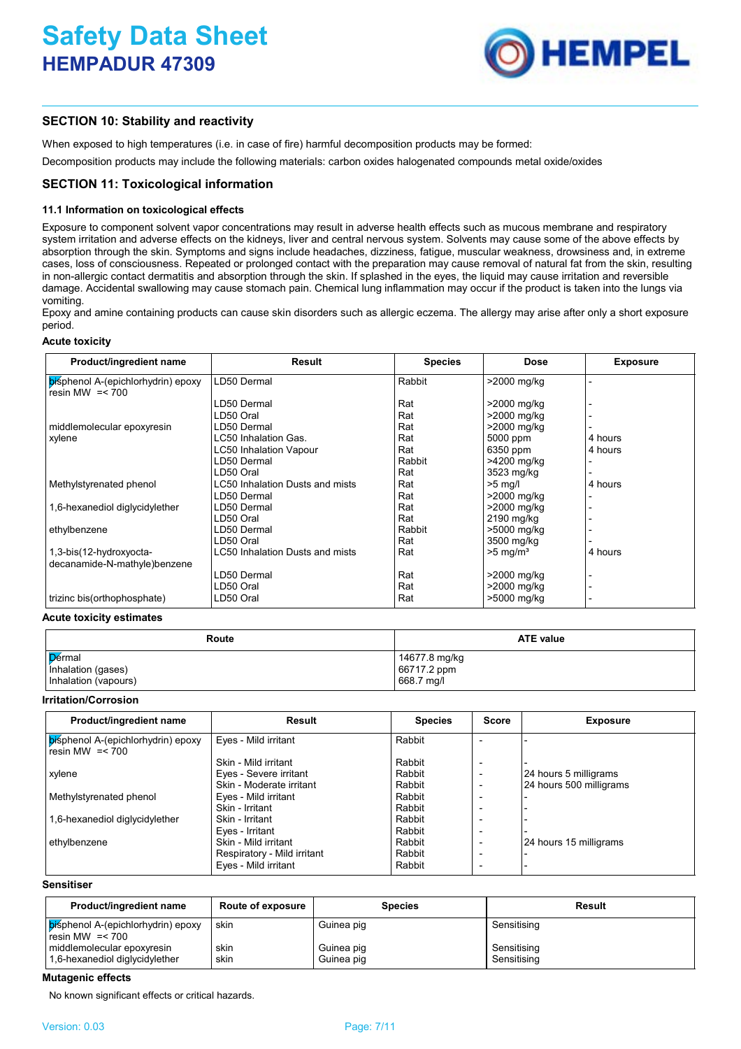## SECTION 10: Stability and reactivity

When exposed to high temperatures (i.e. in case of fire) harmful decomposition products may be formed:

Decomposition products may include the following materials: carbon oxides halogenated compounds metal oxide/oxides

## SECTION 11: Toxicological information

### 11.1 Information on toxicological effects

Exposure to component solvent vapor concentrations may result in adverse health effects such as mucous membrane and respiratory system irritation and adverse effects on the kidneys, liver and central nervous system. Solvents may cause some of the above effects by absorption through the skin. Symptoms and signs include headaches, dizziness, fatigue, muscular weakness, drowsiness and, in extreme cases, loss of consciousness. Repeated or prolonged contact with the preparation may cause removal of natural fat from the skin, resulting in non-allergic contact dermatitis and absorption through the skin. If splashed in the eyes, the liquid may cause irritation and reversible damage. Accidental swallowing may cause stomach pain. Chemical lung inflammation may occur if the product is taken into the lungs via vomiting.
Epoxy and amine containing products can cause skin disorders such as allergic eczema. The allergy may arise after only a short exposure period.

**Acute toxicity**

| Product/ingredient name | Result | Species | Dose | Exposure |
|---|---|---|---|---|
| bisphenol A-(epichlorhydrin) epoxy resin MW =< 700 | LD50 Dermal | Rabbit | >2000 mg/kg | - |
| | LD50 Dermal | Rat | >2000 mg/kg | - |
| | LD50 Oral | Rat | >2000 mg/kg | - |
| middlemolecular epoxyresin | LD50 Dermal | Rat | >2000 mg/kg | - |
| xylene | LC50 Inhalation Gas. | Rat | 5000 ppm | 4 hours |
| | LC50 Inhalation Vapour | Rat | 6350 ppm | 4 hours |
| | LD50 Dermal | Rabbit | >4200 mg/kg | - |
| | LD50 Oral | Rat | 3523 mg/kg | - |
| Methylstyrenated phenol | LC50 Inhalation Dusts and mists | Rat | >5 mg/l | 4 hours |
| | LD50 Dermal | Rat | >2000 mg/kg | - |
| 1,6-hexanediol diglycidylether | LD50 Dermal | Rat | >2000 mg/kg | - |
| | LD50 Oral | Rat | 2190 mg/kg | - |
| ethylbenzene | LD50 Dermal | Rabbit | >5000 mg/kg | - |
| | LD50 Oral | Rat | 3500 mg/kg | - |
| 1,3-bis(12-hydroxyocta-decanamide-N-mathyle)benzene | LC50 Inhalation Dusts and mists | Rat | >5 mg/m³ | 4 hours |
| | LD50 Dermal | Rat | >2000 mg/kg | - |
| | LD50 Oral | Rat | >2000 mg/kg | - |
| trizinc bis(orthophosphate) | LD50 Oral | Rat | >5000 mg/kg | - |

**Acute toxicity estimates**

| Route | ATE value |
|---|---|
| Dermal | 14677.8 mg/kg |
| Inhalation (gases) | 66717.2 ppm |
| Inhalation (vapours) | 668.7 mg/l |

**Irritation/Corrosion**

| Product/ingredient name | Result | Species | Score | Exposure |
|---|---|---|---|---|
| bisphenol A-(epichlorhydrin) epoxy resin MW =< 700 | Eyes - Mild irritant | Rabbit | - | - |
| | Skin - Mild irritant | Rabbit | - | - |
| xylene | Eyes - Severe irritant | Rabbit | - | 24 hours 5 milligrams |
| | Skin - Moderate irritant | Rabbit | - | 24 hours 500 milligrams |
| Methylstyrenated phenol | Eyes - Mild irritant | Rabbit | - | - |
| | Skin - Irritant | Rabbit | - | - |
| 1,6-hexanediol diglycidylether | Skin - Irritant | Rabbit | - | - |
| | Eyes - Irritant | Rabbit | - | - |
| ethylbenzene | Skin - Mild irritant | Rabbit | - | 24 hours 15 milligrams |
| | Respiratory - Mild irritant | Rabbit | - | - |
| | Eyes - Mild irritant | Rabbit | - | - |

**Sensitiser**

| Product/ingredient name | Route of exposure | Species | Result |
|---|---|---|---|
| bisphenol A-(epichlorhydrin) epoxy resin MW =< 700 | skin | Guinea pig | Sensitising |
| middlemolecular epoxyresin | skin | Guinea pig | Sensitising |
| 1,6-hexanediol diglycidylether | skin | Guinea pig | Sensitising |

**Mutagenic effects**

No known significant effects or critical hazards.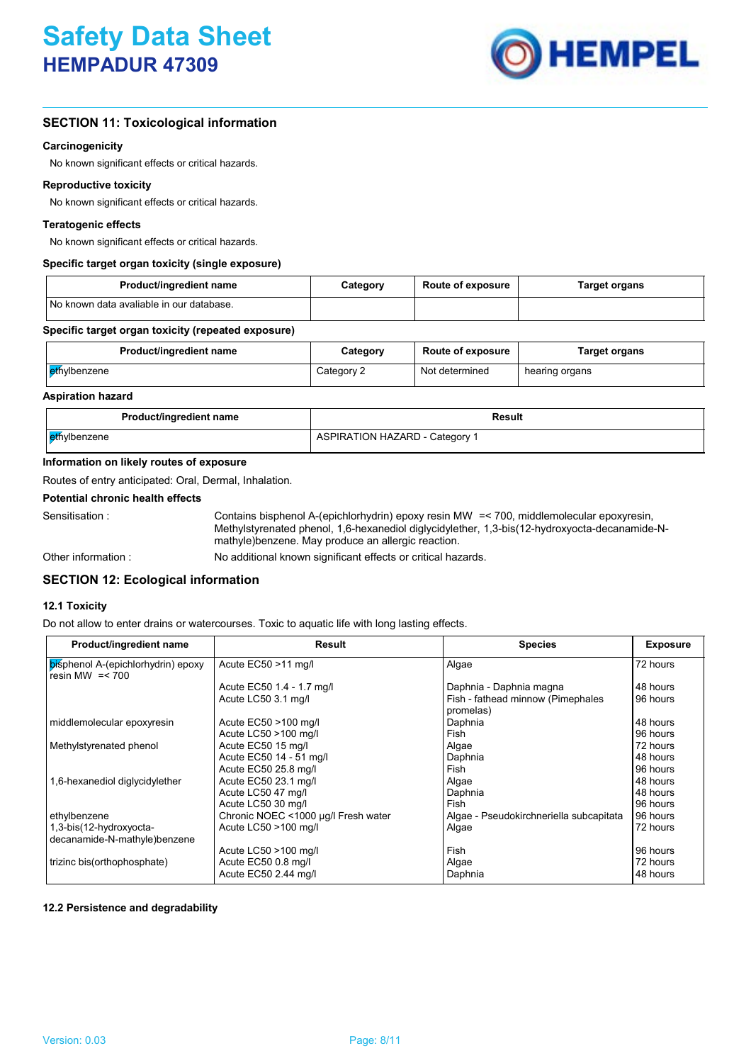## SECTION 11: Toxicological information

### Carcinogenicity

No known significant effects or critical hazards.

### Reproductive toxicity

No known significant effects or critical hazards.

### Teratogenic effects

No known significant effects or critical hazards.

### Specific target organ toxicity (single exposure)

| Product/ingredient name | Category | Route of exposure | Target organs |
|---|---|---|---|
| No known data avaliable in our database. | | | |

### Specific target organ toxicity (repeated exposure)

| Product/ingredient name | Category | Route of exposure | Target organs |
|---|---|---|---|
| ethylbenzene | Category 2 | Not determined | hearing organs |

### Aspiration hazard

| Product/ingredient name | Result |
|---|---|
| ethylbenzene | ASPIRATION HAZARD - Category 1 |

### Information on likely routes of exposure

Routes of entry anticipated: Oral, Dermal, Inhalation.

### Potential chronic health effects

Sensitisation : Contains bisphenol A-(epichlorhydrin) epoxy resin MW =< 700, middlemolecular epoxyresin, Methylstyrenated phenol, 1,6-hexanediol diglycidylether, 1,3-bis(12-hydroxyocta-decanamide-N-mathyle)benzene. May produce an allergic reaction.

Other information : No additional known significant effects or critical hazards.

## SECTION 12: Ecological information

### 12.1 Toxicity

Do not allow to enter drains or watercourses. Toxic to aquatic life with long lasting effects.

| Product/ingredient name | Result | Species | Exposure |
|---|---|---|---|
| bisphenol A-(epichlorhydrin) epoxy resin MW =< 700 | Acute EC50 >11 mg/l | Algae | 72 hours |
| | Acute EC50 1.4 - 1.7 mg/l | Daphnia - Daphnia magna | 48 hours |
| | Acute LC50 3.1 mg/l | Fish - fathead minnow (Pimephales promelas) | 96 hours |
| middlemolecular epoxyresin | Acute EC50 >100 mg/l | Daphnia | 48 hours |
| | Acute LC50 >100 mg/l | Fish | 96 hours |
| Methylstyrenated phenol | Acute EC50 15 mg/l | Algae | 72 hours |
| | Acute EC50 14 - 51 mg/l | Daphnia | 48 hours |
| | Acute EC50 25.8 mg/l | Fish | 96 hours |
| 1,6-hexanediol diglycidylether | Acute EC50 23.1 mg/l | Algae | 48 hours |
| | Acute LC50 47 mg/l | Daphnia | 48 hours |
| | Acute LC50 30 mg/l | Fish | 96 hours |
| ethylbenzene | Chronic NOEC <1000 µg/l Fresh water | Algae - Pseudokirchneriella subcapitata | 96 hours |
| 1,3-bis(12-hydroxyocta-decanamide-N-mathyle)benzene | Acute LC50 >100 mg/l | Algae | 72 hours |
| | Acute LC50 >100 mg/l | Fish | 96 hours |
| trizinc bis(orthophosphate) | Acute EC50 0.8 mg/l | Algae | 72 hours |
| | Acute EC50 2.44 mg/l | Daphnia | 48 hours |

### 12.2 Persistence and degradability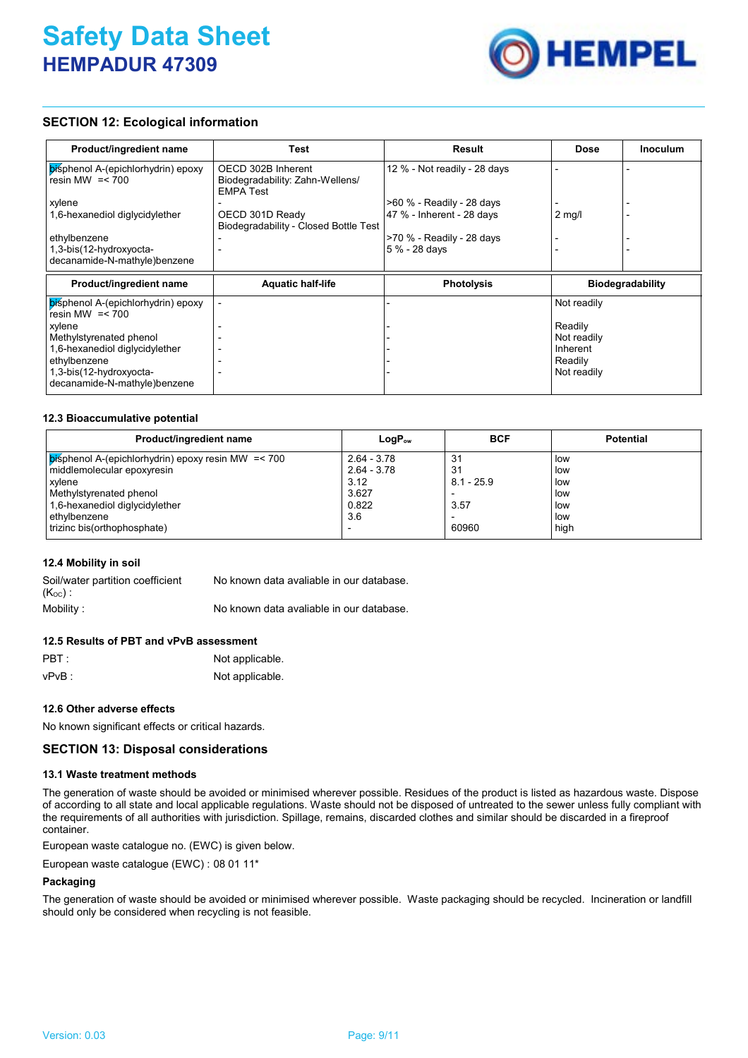## SECTION 12: Ecological information

| Product/ingredient name | Test | Result | Dose | Inoculum |
|---|---|---|---|---|
| bisphenol A-(epichlorhydrin) epoxy resin MW =< 700 | OECD 302B Inherent Biodegradability: Zahn-Wellens/ EMPA Test | 12 % - Not readily - 28 days | - | - |
| xylene | - | >60 % - Readily - 28 days | - | - |
| 1,6-hexanediol diglycidylether | OECD 301D Ready Biodegradability - Closed Bottle Test | 47 % - Inherent - 28 days | 2 mg/l | - |
| ethylbenzene | - | >70 % - Readily - 28 days | - | - |
| 1,3-bis(12-hydroxyocta-decanamide-N-mathyle)benzene | - | 5 % - 28 days | - | - |

| Product/ingredient name | Aquatic half-life | Photolysis | Biodegradability |
|---|---|---|---|
| bisphenol A-(epichlorhydrin) epoxy resin MW =< 700 | - | - | Not readily |
| xylene | - | - | Readily |
| Methylstyrenated phenol | - | - | Not readily |
| 1,6-hexanediol diglycidylether | - | - | Inherent |
| ethylbenzene | - | - | Readily |
| 1,3-bis(12-hydroxyocta-decanamide-N-mathyle)benzene | - | - | Not readily |

### 12.3 Bioaccumulative potential

| Product/ingredient name | $LogP_{ow}$ | BCF | Potential |
|---|---|---|---|
| bisphenol A-(epichlorhydrin) epoxy resin MW =< 700 | 2.64 - 3.78 | 31 | low |
| middlemolecular epoxyresin | 2.64 - 3.78 | 31 | low |
| xylene | 3.12 | 8.1 - 25.9 | low |
| Methylstyrenated phenol | 3.627 | - | low |
| 1,6-hexanediol diglycidylether | 0.822 | 3.57 | low |
| ethylbenzene | 3.6 | - | low |
| trizinc bis(orthophosphate) | - | 60960 | high |

### 12.4 Mobility in soil

Soil/water partition coefficient ($K_{OC}$) : No known data avaliable in our database.

Mobility : No known data avaliable in our database.

### 12.5 Results of PBT and vPvB assessment

PBT : Not applicable.

vPvB : Not applicable.

### 12.6 Other adverse effects

No known significant effects or critical hazards.

## SECTION 13: Disposal considerations

### 13.1 Waste treatment methods

The generation of waste should be avoided or minimised wherever possible. Residues of the product is listed as hazardous waste. Dispose of according to all state and local applicable regulations. Waste should not be disposed of untreated to the sewer unless fully compliant with the requirements of all authorities with jurisdiction. Spillage, remains, discarded clothes and similar should be discarded in a fireproof container.

European waste catalogue no. (EWC) is given below.

European waste catalogue (EWC) : 08 01 11*

**Packaging**

The generation of waste should be avoided or minimised wherever possible. Waste packaging should be recycled. Incineration or landfill should only be considered when recycling is not feasible.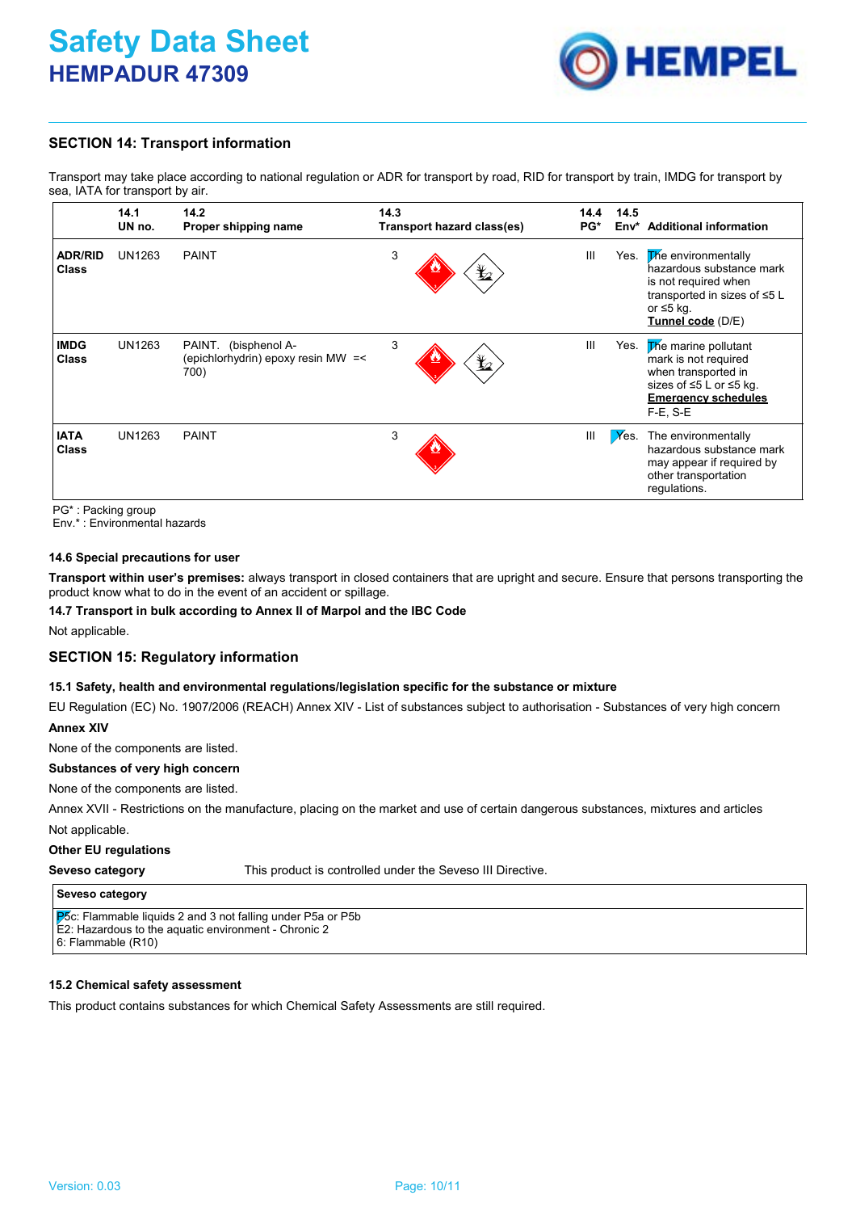## SECTION 14: Transport information

Transport may take place according to national regulation or ADR for transport by road, RID for transport by train, IMDG for transport by sea, IATA for transport by air.

| | 14.1 UN no. | 14.2 Proper shipping name | 14.3 Transport hazard class(es) | 14.4 PG* | 14.5 Env* | Additional information |
|---|---|---|---|---|---|---|
| **ADR/RID Class** | UN1263 | PAINT | 3 | III | Yes. | The environmentally hazardous substance mark is not required when transported in sizes of ≤5 L or ≤5 kg. **Tunnel code** (D/E) |
| **IMDG Class** | UN1263 | PAINT. (bisphenol A-(epichlorhydrin) epoxy resin MW =< 700) | 3 | III | Yes. | The marine pollutant mark is not required when transported in sizes of ≤5 L or ≤5 kg. **Emergency schedules** F-E, S-E |
| **IATA Class** | UN1263 | PAINT | 3 | III | Yes. | The environmentally hazardous substance mark may appear if required by other transportation regulations. |

PG* : Packing group
Env.* : Environmental hazards

#### 14.6 Special precautions for user

**Transport within user's premises:** always transport in closed containers that are upright and secure. Ensure that persons transporting the product know what to do in the event of an accident or spillage.

#### 14.7 Transport in bulk according to Annex II of Marpol and the IBC Code

Not applicable.

## SECTION 15: Regulatory information

#### 15.1 Safety, health and environmental regulations/legislation specific for the substance or mixture

EU Regulation (EC) No. 1907/2006 (REACH) Annex XIV - List of substances subject to authorisation - Substances of very high concern

**Annex XIV**

None of the components are listed.

**Substances of very high concern**

None of the components are listed.

Annex XVII - Restrictions on the manufacture, placing on the market and use of certain dangerous substances, mixtures and articles

Not applicable.

**Other EU regulations**

**Seveso category** This product is controlled under the Seveso III Directive.

| Seveso category |
|---|
| P5c: Flammable liquids 2 and 3 not falling under P5a or P5b<br>E2: Hazardous to the aquatic environment - Chronic 2<br>6: Flammable (R10) |

#### 15.2 Chemical safety assessment

This product contains substances for which Chemical Safety Assessments are still required.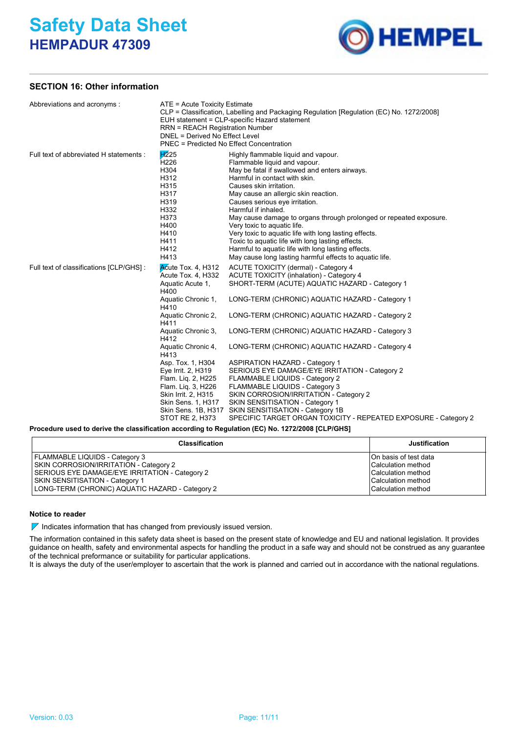## SECTION 16: Other information

| | |
|---|---|
| Abbreviations and acronyms : | ATE = Acute Toxicity Estimate<br>CLP = Classification, Labelling and Packaging Regulation [Regulation (EC) No. 1272/2008]<br>EUH statement = CLP-specific Hazard statement<br>RRN = REACH Registration Number<br>DNEL = Derived No Effect Level<br>PNEC = Predicted No Effect Concentration |

Full text of abbreviated H statements :

| | |
|---|---|
| H225 | Highly flammable liquid and vapour. |
| H226 | Flammable liquid and vapour. |
| H304 | May be fatal if swallowed and enters airways. |
| H312 | Harmful in contact with skin. |
| H315 | Causes skin irritation. |
| H317 | May cause an allergic skin reaction. |
| H319 | Causes serious eye irritation. |
| H332 | Harmful if inhaled. |
| H373 | May cause damage to organs through prolonged or repeated exposure. |
| H400 | Very toxic to aquatic life. |
| H410 | Very toxic to aquatic life with long lasting effects. |
| H411 | Toxic to aquatic life with long lasting effects. |
| H412 | Harmful to aquatic life with long lasting effects. |
| H413 | May cause long lasting harmful effects to aquatic life. |

Full text of classifications [CLP/GHS] :

| | |
|---|---|
| Acute Tox. 4, H312 | ACUTE TOXICITY (dermal) - Category 4 |
| Acute Tox. 4, H332 | ACUTE TOXICITY (inhalation) - Category 4 |
| Aquatic Acute 1, H400 | SHORT-TERM (ACUTE) AQUATIC HAZARD - Category 1 |
| Aquatic Chronic 1, H410 | LONG-TERM (CHRONIC) AQUATIC HAZARD - Category 1 |
| Aquatic Chronic 2, H411 | LONG-TERM (CHRONIC) AQUATIC HAZARD - Category 2 |
| Aquatic Chronic 3, H412 | LONG-TERM (CHRONIC) AQUATIC HAZARD - Category 3 |
| Aquatic Chronic 4, H413 | LONG-TERM (CHRONIC) AQUATIC HAZARD - Category 4 |
| Asp. Tox. 1, H304 | ASPIRATION HAZARD - Category 1 |
| Eye Irrit. 2, H319 | SERIOUS EYE DAMAGE/EYE IRRITATION - Category 2 |
| Flam. Liq. 2, H225 | FLAMMABLE LIQUIDS - Category 2 |
| Flam. Liq. 3, H226 | FLAMMABLE LIQUIDS - Category 3 |
| Skin Irrit. 2, H315 | SKIN CORROSION/IRRITATION - Category 2 |
| Skin Sens. 1, H317 | SKIN SENSITISATION - Category 1 |
| Skin Sens. 1B, H317 | SKIN SENSITISATION - Category 1B |
| STOT RE 2, H373 | SPECIFIC TARGET ORGAN TOXICITY - REPEATED EXPOSURE - Category 2 |

**Procedure used to derive the classification according to Regulation (EC) No. 1272/2008 [CLP/GHS]**

| Classification | Justification |
|---|---|
| FLAMMABLE LIQUIDS - Category 3 | On basis of test data |
| SKIN CORROSION/IRRITATION - Category 2 | Calculation method |
| SERIOUS EYE DAMAGE/EYE IRRITATION - Category 2 | Calculation method |
| SKIN SENSITISATION - Category 1 | Calculation method |
| LONG-TERM (CHRONIC) AQUATIC HAZARD - Category 2 | Calculation method |

**Notice to reader**

Indicates information that has changed from previously issued version.

The information contained in this safety data sheet is based on the present state of knowledge and EU and national legislation. It provides guidance on health, safety and environmental aspects for handling the product in a safe way and should not be construed as any guarantee of the technical preformance or suitability for particular applications.
It is always the duty of the user/employer to ascertain that the work is planned and carried out in accordance with the national regulations.